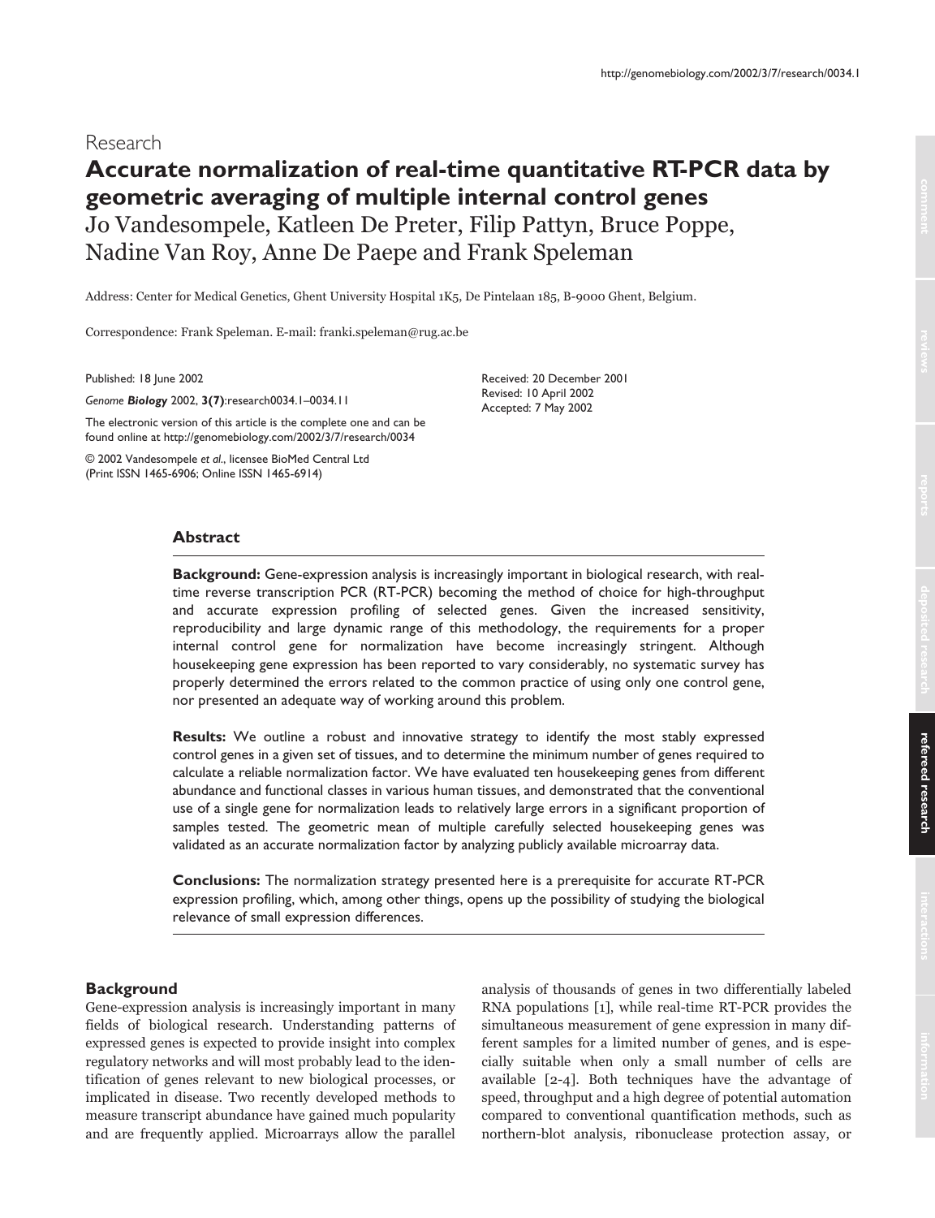Research

# Accurate normalization of real-time quantitative RT-PCR data by geometric averaging of multiple internal control genes

Jo Vandesompele, Katleen De Preter, Filip Pattyn, Bruce Poppe, Nadine Van Roy, Anne De Paepe and Frank Speleman

Address: Center for Medical Genetics, Ghent University Hospital 1K5, De Pintelaan 185, B-9000 Ghent, Belgium.

Correspondence: Frank Speleman. E-mail: franki.speleman@rug.ac.be

Published: 18 June 2002

*Genome* ***Biology*** 2002, **3(7)**:research0034.1–0034.11

The electronic version of this article is the complete one and can be found online at http://genomebiology.com/2002/3/7/research/0034

© 2002 Vandesompele *et al*., licensee BioMed Central Ltd (Print ISSN 1465-6906; Online ISSN 1465-6914)

Received: 20 December 2001
Revised: 10 April 2002
Accepted: 7 May 2002

## Abstract

**Background:** Gene-expression analysis is increasingly important in biological research, with real-time reverse transcription PCR (RT-PCR) becoming the method of choice for high-throughput and accurate expression profiling of selected genes. Given the increased sensitivity, reproducibility and large dynamic range of this methodology, the requirements for a proper internal control gene for normalization have become increasingly stringent. Although housekeeping gene expression has been reported to vary considerably, no systematic survey has properly determined the errors related to the common practice of using only one control gene, nor presented an adequate way of working around this problem.

**Results:** We outline a robust and innovative strategy to identify the most stably expressed control genes in a given set of tissues, and to determine the minimum number of genes required to calculate a reliable normalization factor. We have evaluated ten housekeeping genes from different abundance and functional classes in various human tissues, and demonstrated that the conventional use of a single gene for normalization leads to relatively large errors in a significant proportion of samples tested. The geometric mean of multiple carefully selected housekeeping genes was validated as an accurate normalization factor by analyzing publicly available microarray data.

**Conclusions:** The normalization strategy presented here is a prerequisite for accurate RT-PCR expression profiling, which, among other things, opens up the possibility of studying the biological relevance of small expression differences.

## Background

Gene-expression analysis is increasingly important in many fields of biological research. Understanding patterns of expressed genes is expected to provide insight into complex regulatory networks and will most probably lead to the identification of genes relevant to new biological processes, or implicated in disease. Two recently developed methods to measure transcript abundance have gained much popularity and are frequently applied. Microarrays allow the parallel analysis of thousands of genes in two differentially labeled RNA populations [1], while real-time RT-PCR provides the simultaneous measurement of gene expression in many different samples for a limited number of genes, and is especially suitable when only a small number of cells are available [2-4]. Both techniques have the advantage of speed, throughput and a high degree of potential automation compared to conventional quantification methods, such as northern-blot analysis, ribonuclease protection assay, or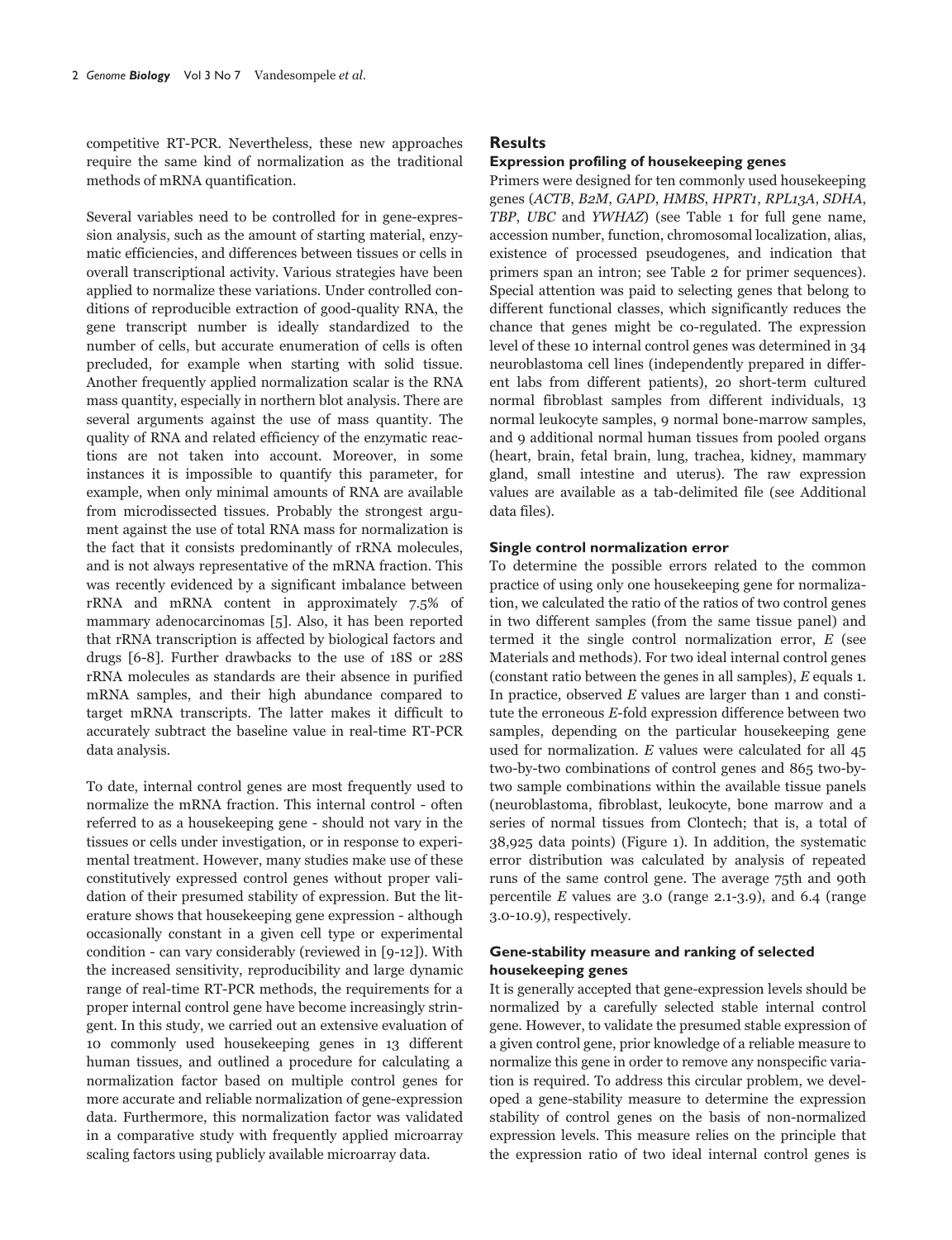competitive RT-PCR. Nevertheless, these new approaches require the same kind of normalization as the traditional methods of mRNA quantification.

Several variables need to be controlled for in gene-expression analysis, such as the amount of starting material, enzymatic efficiencies, and differences between tissues or cells in overall transcriptional activity. Various strategies have been applied to normalize these variations. Under controlled conditions of reproducible extraction of good-quality RNA, the gene transcript number is ideally standardized to the number of cells, but accurate enumeration of cells is often precluded, for example when starting with solid tissue. Another frequently applied normalization scalar is the RNA mass quantity, especially in northern blot analysis. There are several arguments against the use of mass quantity. The quality of RNA and related efficiency of the enzymatic reactions are not taken into account. Moreover, in some instances it is impossible to quantify this parameter, for example, when only minimal amounts of RNA are available from microdissected tissues. Probably the strongest argument against the use of total RNA mass for normalization is the fact that it consists predominantly of rRNA molecules, and is not always representative of the mRNA fraction. This was recently evidenced by a significant imbalance between rRNA and mRNA content in approximately 7.5% of mammary adenocarcinomas [5]. Also, it has been reported that rRNA transcription is affected by biological factors and drugs [6-8]. Further drawbacks to the use of 18S or 28S rRNA molecules as standards are their absence in purified mRNA samples, and their high abundance compared to target mRNA transcripts. The latter makes it difficult to accurately subtract the baseline value in real-time RT-PCR data analysis.

To date, internal control genes are most frequently used to normalize the mRNA fraction. This internal control - often referred to as a housekeeping gene - should not vary in the tissues or cells under investigation, or in response to experimental treatment. However, many studies make use of these constitutively expressed control genes without proper validation of their presumed stability of expression. But the literature shows that housekeeping gene expression - although occasionally constant in a given cell type or experimental condition - can vary considerably (reviewed in [9-12]). With the increased sensitivity, reproducibility and large dynamic range of real-time RT-PCR methods, the requirements for a proper internal control gene have become increasingly stringent. In this study, we carried out an extensive evaluation of 10 commonly used housekeeping genes in 13 different human tissues, and outlined a procedure for calculating a normalization factor based on multiple control genes for more accurate and reliable normalization of gene-expression data. Furthermore, this normalization factor was validated in a comparative study with frequently applied microarray scaling factors using publicly available microarray data.

## Results

### Expression profiling of housekeeping genes

Primers were designed for ten commonly used housekeeping genes (*ACTB*, *B2M*, *GAPD*, *HMBS*, *HPRT1*, *RPL13A*, *SDHA*, *TBP*, *UBC* and *YWHAZ*) (see Table 1 for full gene name, accession number, function, chromosomal localization, alias, existence of processed pseudogenes, and indication that primers span an intron; see Table 2 for primer sequences). Special attention was paid to selecting genes that belong to different functional classes, which significantly reduces the chance that genes might be co-regulated. The expression level of these 10 internal control genes was determined in 34 neuroblastoma cell lines (independently prepared in different labs from different patients), 20 short-term cultured normal fibroblast samples from different individuals, 13 normal leukocyte samples, 9 normal bone-marrow samples, and 9 additional normal human tissues from pooled organs (heart, brain, fetal brain, lung, trachea, kidney, mammary gland, small intestine and uterus). The raw expression values are available as a tab-delimited file (see Additional data files).

### Single control normalization error

To determine the possible errors related to the common practice of using only one housekeeping gene for normalization, we calculated the ratio of the ratios of two control genes in two different samples (from the same tissue panel) and termed it the single control normalization error, $E$ (see Materials and methods). For two ideal internal control genes (constant ratio between the genes in all samples), $E$ equals 1. In practice, observed $E$ values are larger than 1 and constitute the erroneous $E$-fold expression difference between two samples, depending on the particular housekeeping gene used for normalization. $E$ values were calculated for all 45 two-by-two combinations of control genes and 865 two-by-two sample combinations within the available tissue panels (neuroblastoma, fibroblast, leukocyte, bone marrow and a series of normal tissues from Clontech; that is, a total of 38,925 data points) (Figure 1). In addition, the systematic error distribution was calculated by analysis of repeated runs of the same control gene. The average 75th and 90th percentile $E$ values are 3.0 (range 2.1-3.9), and 6.4 (range 3.0-10.9), respectively.

### Gene-stability measure and ranking of selected housekeeping genes

It is generally accepted that gene-expression levels should be normalized by a carefully selected stable internal control gene. However, to validate the presumed stable expression of a given control gene, prior knowledge of a reliable measure to normalize this gene in order to remove any nonspecific variation is required. To address this circular problem, we developed a gene-stability measure to determine the expression stability of control genes on the basis of non-normalized expression levels. This measure relies on the principle that the expression ratio of two ideal internal control genes is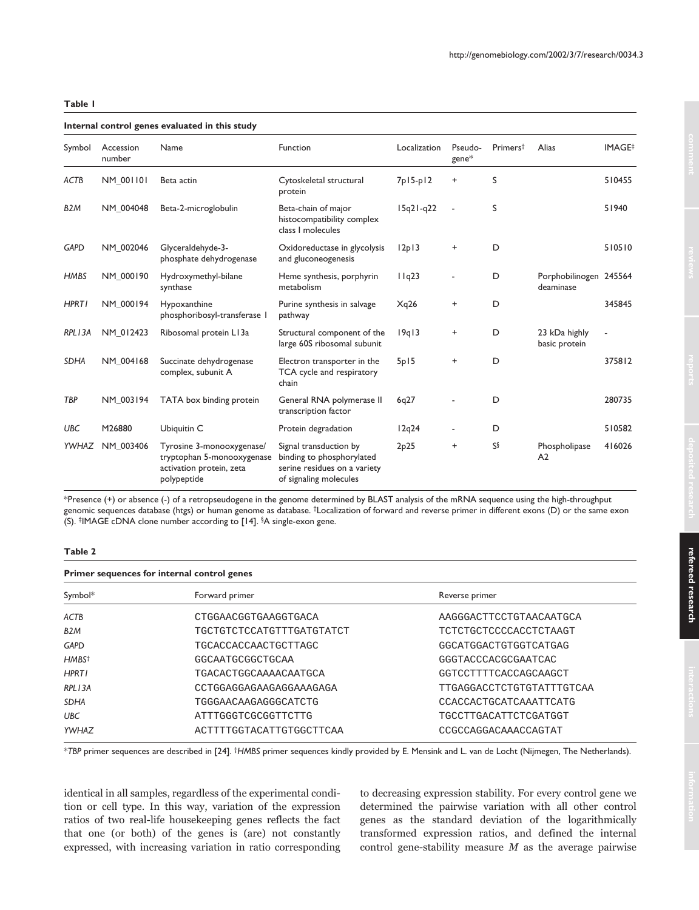**Table 1**

**Internal control genes evaluated in this study**

| Symbol | Accession number | Name | Function | Localization | Pseudo-gene* | Primers† | Alias | IMAGE‡ |
|---|---|---|---|---|---|---|---|---|
| *ACTB* | NM_001101 | Beta actin | Cytoskeletal structural protein | 7p15-p12 | + | S | | 510455 |
| *B2M* | NM_004048 | Beta-2-microglobulin | Beta-chain of major histocompatibility complex class I molecules | 15q21-q22 | - | S | | 51940 |
| *GAPD* | NM_002046 | Glyceraldehyde-3-phosphate dehydrogenase | Oxidoreductase in glycolysis and gluconeogenesis | 12p13 | + | D | | 510510 |
| *HMBS* | NM_000190 | Hydroxymethyl-bilane synthase | Heme synthesis, porphyrin metabolism | 11q23 | - | D | Porphobilinogen deaminase | 245564 |
| *HPRT1* | NM_000194 | Hypoxanthine phosphoribosyl-transferase I | Purine synthesis in salvage pathway | Xq26 | + | D | | 345845 |
| *RPL13A* | NM_012423 | Ribosomal protein L13a | Structural component of the large 60S ribosomal subunit | 19q13 | + | D | 23 kDa highly basic protein | - |
| *SDHA* | NM_004168 | Succinate dehydrogenase complex, subunit A | Electron transporter in the TCA cycle and respiratory chain | 5p15 | + | D | | 375812 |
| *TBP* | NM_003194 | TATA box binding protein | General RNA polymerase II transcription factor | 6q27 | - | D | | 280735 |
| *UBC* | M26880 | Ubiquitin C | Protein degradation | 12q24 | - | D | | 510582 |
| *YWHAZ* | NM_003406 | Tyrosine 3-monooxygenase/ tryptophan 5-monooxygenase activation protein, zeta polypeptide | Signal transduction by binding to phosphorylated serine residues on a variety of signaling molecules | 2p25 | + | S§ | Phospholipase A2 | 416026 |

*Presence (+) or absence (-) of a retropseudogene in the genome determined by BLAST analysis of the mRNA sequence using the high-throughput genomic sequences database (htgs) or human genome as database. †Localization of forward and reverse primer in different exons (D) or the same exon (S). ‡IMAGE cDNA clone number according to [14]. §A single-exon gene.

**Table 2**

**Primer sequences for internal control genes**

| Symbol* | Forward primer | Reverse primer |
|---|---|---|
| *ACTB* | CTGGAACGGTGAAGGTGACA | AAGGGACTTCCTGTAACAATGCA |
| *B2M* | TGCTGTCTCCATGTTTGATGTATCT | TCTCTGCTCCCCACCTCTAAGT |
| *GAPD* | TGCACCACCAACTGCTTAGC | GGCATGGACTGTGGTCATGAG |
| *HMBS*† | GGCAATGCGGCTGCAA | GGGTACCCACGCGAATCAC |
| *HPRT1* | TGACACTGGCAAAACAATGCA | GGTCCTTTTCACCAGCAAGCT |
| *RPL13A* | CCTGGAGGAGAAGAGGAAAGAGA | TTGAGGACCTCTGTGTATTTGTCAA |
| *SDHA* | TGGGAACAAGAGGGCATCTG | CCACCACTGCATCAAATTCATG |
| *UBC* | ATTTGGGTCGCGGTTCTTG | TGCCTTGACATTCTCGATGGT |
| *YWHAZ* | ACTTTTGGTACATTGTGGCTTCAA | CCGCCAGGACAAACCAGTAT |

**TBP* primer sequences are described in [24]. †*HMBS* primer sequences kindly provided by E. Mensink and L. van de Locht (Nijmegen, The Netherlands).

identical in all samples, regardless of the experimental condition or cell type. In this way, variation of the expression ratios of two real-life housekeeping genes reflects the fact that one (or both) of the genes is (are) not constantly expressed, with increasing variation in ratio corresponding to decreasing expression stability. For every control gene we determined the pairwise variation with all other control genes as the standard deviation of the logarithmically transformed expression ratios, and defined the internal control gene-stability measure $M$ as the average pairwise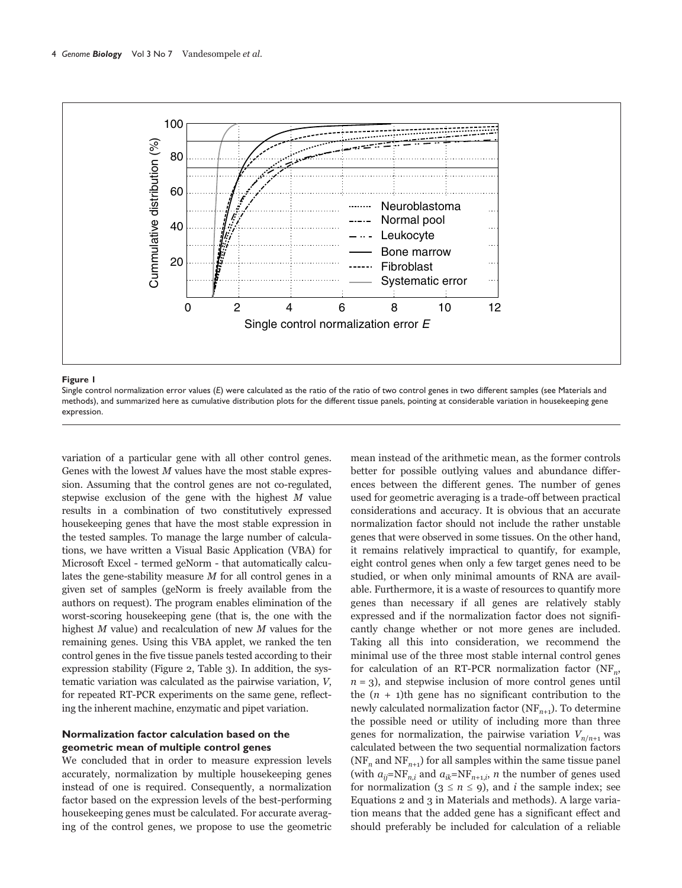**Figure 1**

Single control normalization error values (*E*) were calculated as the ratio of the ratio of two control genes in two different samples (see Materials and methods), and summarized here as cumulative distribution plots for the different tissue panels, pointing at considerable variation in housekeeping gene expression.

variation of a particular gene with all other control genes. Genes with the lowest *M* values have the most stable expression. Assuming that the control genes are not co-regulated, stepwise exclusion of the gene with the highest *M* value results in a combination of two constitutively expressed housekeeping genes that have the most stable expression in the tested samples. To manage the large number of calculations, we have written a Visual Basic Application (VBA) for Microsoft Excel - termed geNorm - that automatically calculates the gene-stability measure *M* for all control genes in a given set of samples (geNorm is freely available from the authors on request). The program enables elimination of the worst-scoring housekeeping gene (that is, the one with the highest *M* value) and recalculation of new *M* values for the remaining genes. Using this VBA applet, we ranked the ten control genes in the five tissue panels tested according to their expression stability (Figure 2, Table 3). In addition, the systematic variation was calculated as the pairwise variation, *V*, for repeated RT-PCR experiments on the same gene, reflecting the inherent machine, enzymatic and pipet variation.

### Normalization factor calculation based on the geometric mean of multiple control genes

We concluded that in order to measure expression levels accurately, normalization by multiple housekeeping genes instead of one is required. Consequently, a normalization factor based on the expression levels of the best-performing housekeeping genes must be calculated. For accurate averaging of the control genes, we propose to use the geometric mean instead of the arithmetic mean, as the former controls better for possible outlying values and abundance differences between the different genes. The number of genes used for geometric averaging is a trade-off between practical considerations and accuracy. It is obvious that an accurate normalization factor should not include the rather unstable genes that were observed in some tissues. On the other hand, it remains relatively impractical to quantify, for example, eight control genes when only a few target genes need to be studied, or when only minimal amounts of RNA are available. Furthermore, it is a waste of resources to quantify more genes than necessary if all genes are relatively stably expressed and if the normalization factor does not significantly change whether or not more genes are included. Taking all this into consideration, we recommend the minimal use of the three most stable internal control genes for calculation of an RT-PCR normalization factor ($NF_n$, $n = 3$), and stepwise inclusion of more control genes until the $(n + 1)$th gene has no significant contribution to the newly calculated normalization factor ($NF_{n+1}$). To determine the possible need or utility of including more than three genes for normalization, the pairwise variation $V_{n/n+1}$ was calculated between the two sequential normalization factors ($NF_n$ and $NF_{n+1}$) for all samples within the same tissue panel (with $a_{ij}=NF_{n,i}$ and $a_{ik}=NF_{n+1,i}$, $n$ the number of genes used for normalization ($3 \leq n \leq 9$), and $i$ the sample index; see Equations 2 and 3 in Materials and methods). A large variation means that the added gene has a significant effect and should preferably be included for calculation of a reliable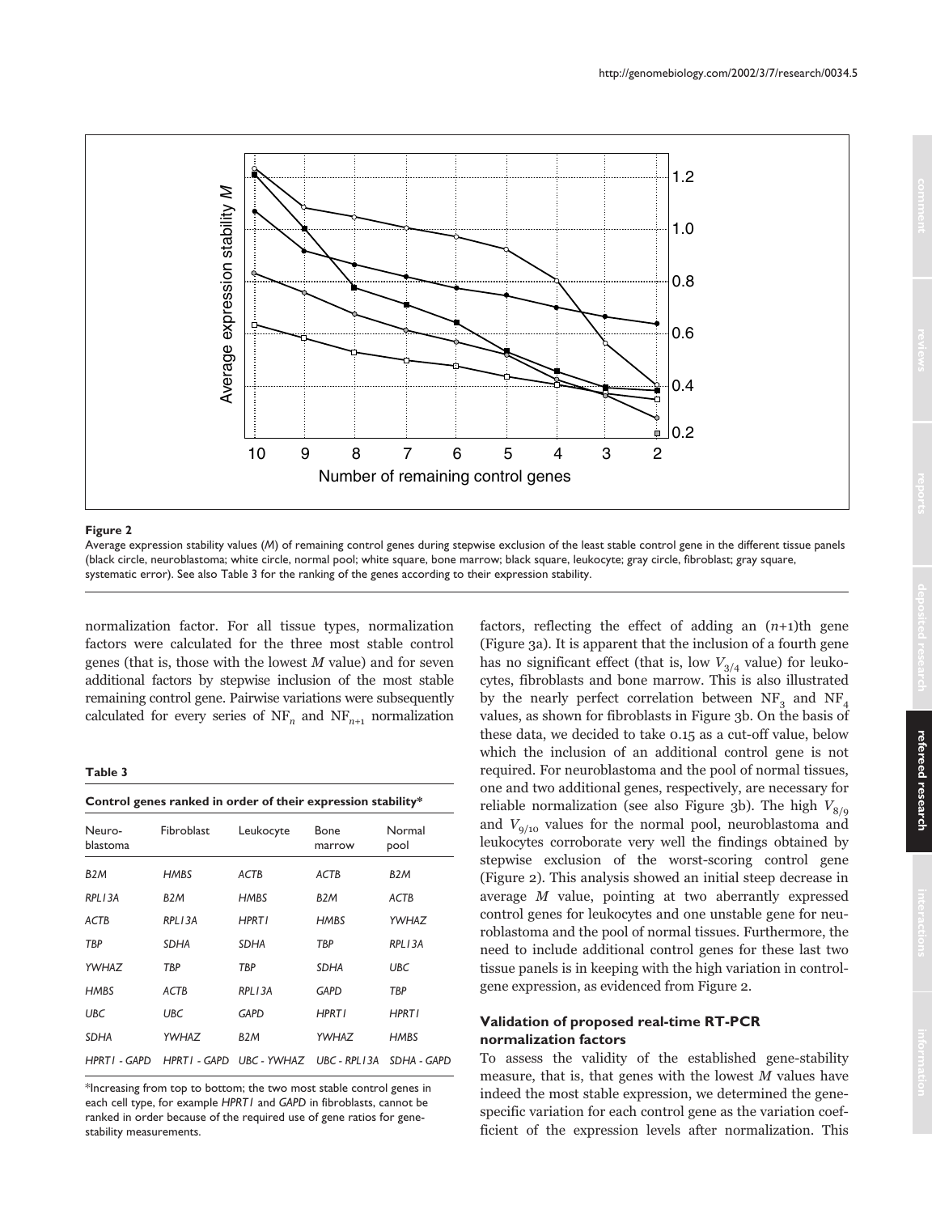**Figure 2**

Average expression stability values (*M*) of remaining control genes during stepwise exclusion of the least stable control gene in the different tissue panels (black circle, neuroblastoma; white circle, normal pool; white square, bone marrow; black square, leukocyte; gray circle, fibroblast; gray square, systematic error). See also Table 3 for the ranking of the genes according to their expression stability.

normalization factor. For all tissue types, normalization factors were calculated for the three most stable control genes (that is, those with the lowest *M* value) and for seven additional factors by stepwise inclusion of the most stable remaining control gene. Pairwise variations were subsequently calculated for every series of $NF_n$ and $NF_{n+1}$ normalization factors, reflecting the effect of adding an ($n$+1)th gene (Figure 3a). It is apparent that the inclusion of a fourth gene has no significant effect (that is, low $V_{3/4}$ value) for leukocytes, fibroblasts and bone marrow. This is also illustrated by the nearly perfect correlation between $NF_3$ and $NF_4$ values, as shown for fibroblasts in Figure 3b. On the basis of these data, we decided to take 0.15 as a cut-off value, below which the inclusion of an additional control gene is not required. For neuroblastoma and the pool of normal tissues, one and two additional genes, respectively, are necessary for reliable normalization (see also Figure 3b). The high $V_{8/9}$ and $V_{9/10}$ values for the normal pool, neuroblastoma and leukocytes corroborate very well the findings obtained by stepwise exclusion of the worst-scoring control gene (Figure 2). This analysis showed an initial steep decrease in average *M* value, pointing at two aberrantly expressed control genes for leukocytes and one unstable gene for neuroblastoma and the pool of normal tissues. Furthermore, the need to include additional control genes for these last two tissue panels is in keeping with the high variation in control-gene expression, as evidenced from Figure 2.

**Table 3**

**Control genes ranked in order of their expression stability***

| Neuro-blastoma | Fibroblast | Leukocyte | Bone marrow | Normal pool |
|---|---|---|---|---|
| *B2M* | *HMBS* | *ACTB* | *ACTB* | *B2M* |
| *RPL13A* | *B2M* | *HMBS* | *B2M* | *ACTB* |
| *ACTB* | *RPL13A* | *HPRT1* | *HMBS* | *YWHAZ* |
| *TBP* | *SDHA* | *SDHA* | *TBP* | *RPL13A* |
| *YWHAZ* | *TBP* | *TBP* | *SDHA* | *UBC* |
| *HMBS* | *ACTB* | *RPL13A* | *GAPD* | *TBP* |
| *UBC* | *UBC* | *GAPD* | *HPRT1* | *HPRT1* |
| *SDHA* | *YWHAZ* | *B2M* | *YWHAZ* | *HMBS* |
| *HPRT1 - GAPD* | *HPRT1 - GAPD* | *UBC - YWHAZ* | *UBC - RPL13A* | *SDHA - GAPD* |

*Increasing from top to bottom; the two most stable control genes in each cell type, for example *HPRT1* and *GAPD* in fibroblasts, cannot be ranked in order because of the required use of gene ratios for gene-stability measurements.

### Validation of proposed real-time RT-PCR normalization factors

To assess the validity of the established gene-stability measure, that is, that genes with the lowest *M* values have indeed the most stable expression, we determined the gene-specific variation for each control gene as the variation coefficient of the expression levels after normalization. This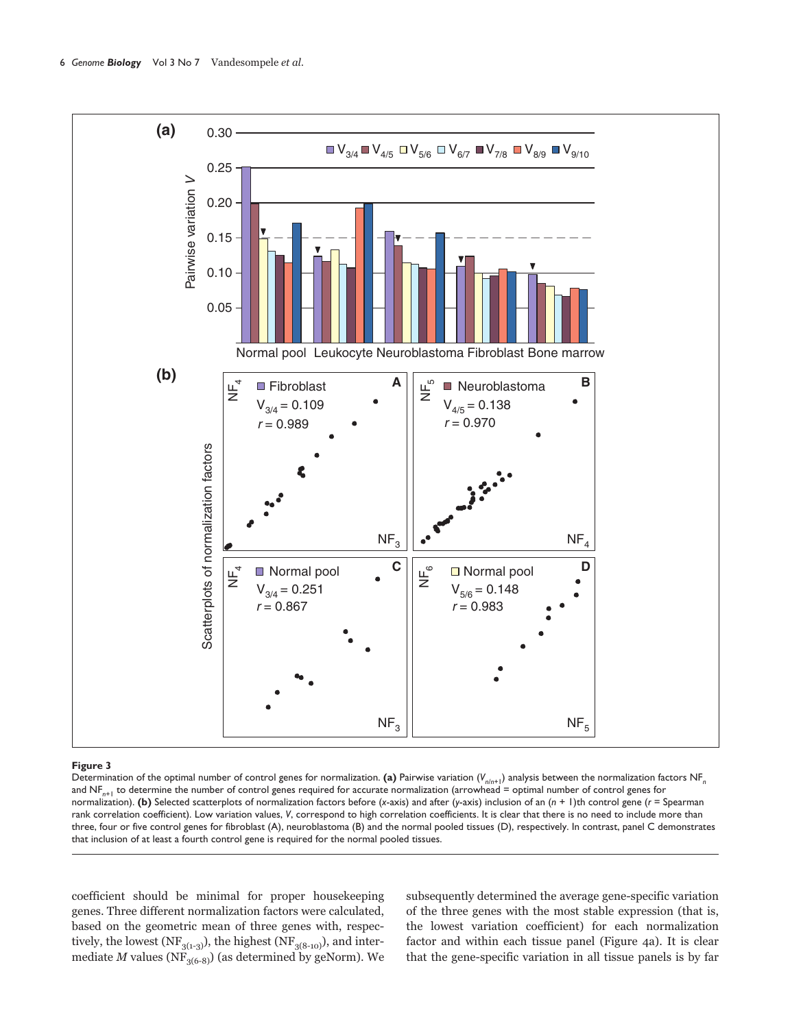**Figure 3**

Determination of the optimal number of control genes for normalization. **(a)** Pairwise variation ($V_{n/n+1}$) analysis between the normalization factors $NF_n$ and $NF_{n+1}$ to determine the number of control genes required for accurate normalization (arrowhead = optimal number of control genes for normalization). **(b)** Selected scatterplots of normalization factors before (*x*-axis) and after (*y*-axis) inclusion of an ($n$ + 1)th control gene ($r$ = Spearman rank correlation coefficient). Low variation values, *V*, correspond to high correlation coefficients. It is clear that there is no need to include more than three, four or five control genes for fibroblast (A), neuroblastoma (B) and the normal pooled tissues (D), respectively. In contrast, panel C demonstrates that inclusion of at least a fourth control gene is required for the normal pooled tissues.

coefficient should be minimal for proper housekeeping genes. Three different normalization factors were calculated, based on the geometric mean of three genes with, respectively, the lowest ($NF_{3(1\text{-}3)}$), the highest ($NF_{3(8\text{-}10)}$), and intermediate $M$ values ($NF_{3(6\text{-}8)}$) (as determined by geNorm). We subsequently determined the average gene-specific variation of the three genes with the most stable expression (that is, the lowest variation coefficient) for each normalization factor and within each tissue panel (Figure 4a). It is clear that the gene-specific variation in all tissue panels is by far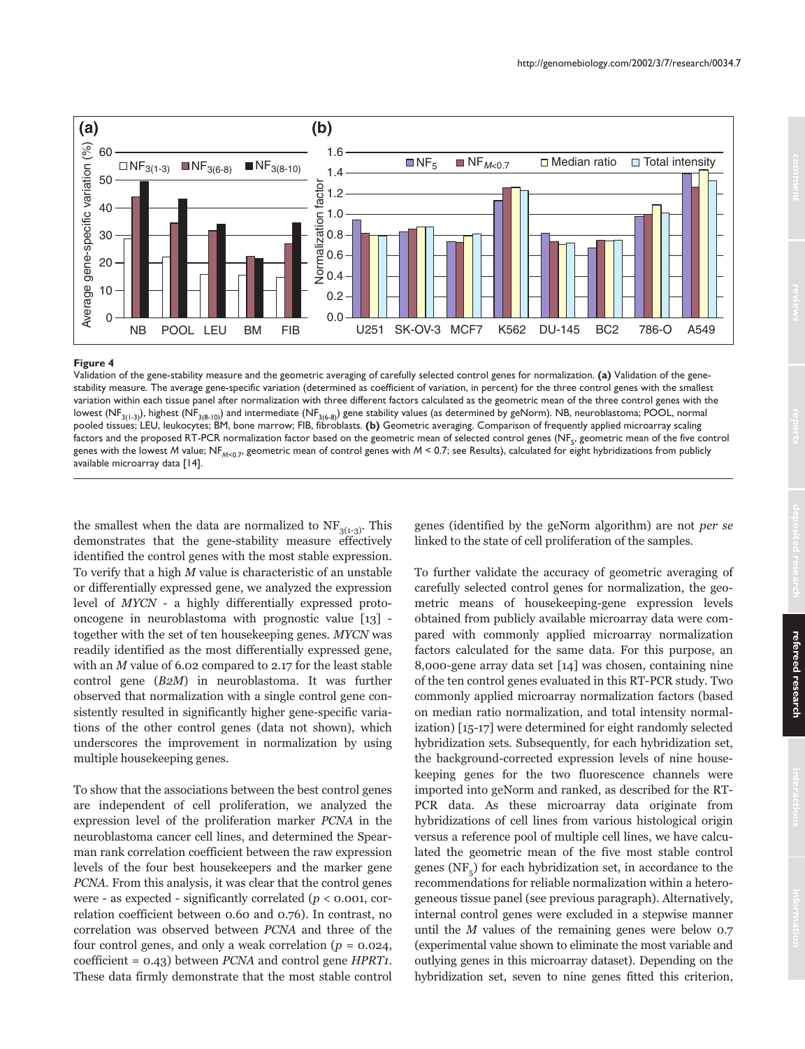**Figure 4**

Validation of the gene-stability measure and the geometric averaging of carefully selected control genes for normalization. **(a)** Validation of the gene-stability measure. The average gene-specific variation (determined as coefficient of variation, in percent) for the three control genes with the smallest variation within each tissue panel after normalization with three different factors calculated as the geometric mean of the three control genes with the lowest ($NF_{3(1-3)}$), highest ($NF_{3(8-10)}$) and intermediate ($NF_{3(6-8)}$) gene stability values (as determined by geNorm). NB, neuroblastoma; POOL, normal pooled tissues; LEU, leukocytes; BM, bone marrow; FIB, fibroblasts. **(b)** Geometric averaging. Comparison of frequently applied microarray scaling factors and the proposed RT-PCR normalization factor based on the geometric mean of selected control genes ($NF_5$, geometric mean of the five control genes with the lowest *M* value; $NF_{M<0.7}$, geometric mean of control genes with $M < 0.7$; see Results), calculated for eight hybridizations from publicly available microarray data [14].

the smallest when the data are normalized to $NF_{3(1-3)}$. This demonstrates that the gene-stability measure effectively identified the control genes with the most stable expression. To verify that a high *M* value is characteristic of an unstable or differentially expressed gene, we analyzed the expression level of *MYCN* - a highly differentially expressed proto-oncogene in neuroblastoma with prognostic value [13] - together with the set of ten housekeeping genes. *MYCN* was readily identified as the most differentially expressed gene, with an *M* value of 6.02 compared to 2.17 for the least stable control gene (*B2M*) in neuroblastoma. It was further observed that normalization with a single control gene consistently resulted in significantly higher gene-specific variations of the other control genes (data not shown), which underscores the improvement in normalization by using multiple housekeeping genes.

To show that the associations between the best control genes are independent of cell proliferation, we analyzed the expression level of the proliferation marker *PCNA* in the neuroblastoma cancer cell lines, and determined the Spearman rank correlation coefficient between the raw expression levels of the four best housekeepers and the marker gene *PCNA*. From this analysis, it was clear that the control genes were - as expected - significantly correlated ($p < 0.001$, correlation coefficient between 0.60 and 0.76). In contrast, no correlation was observed between *PCNA* and three of the four control genes, and only a weak correlation ($p = 0.024$, coefficient = 0.43) between *PCNA* and control gene *HPRT1*. These data firmly demonstrate that the most stable control genes (identified by the geNorm algorithm) are not *per se* linked to the state of cell proliferation of the samples.

To further validate the accuracy of geometric averaging of carefully selected control genes for normalization, the geometric means of housekeeping-gene expression levels obtained from publicly available microarray data were compared with commonly applied microarray normalization factors calculated for the same data. For this purpose, an 8,000-gene array data set [14] was chosen, containing nine of the ten control genes evaluated in this RT-PCR study. Two commonly applied microarray normalization factors (based on median ratio normalization, and total intensity normalization) [15-17] were determined for eight randomly selected hybridization sets. Subsequently, for each hybridization set, the background-corrected expression levels of nine housekeeping genes for the two fluorescence channels were imported into geNorm and ranked, as described for the RT-PCR data. As these microarray data originate from hybridizations of cell lines from various histological origin versus a reference pool of multiple cell lines, we have calculated the geometric mean of the five most stable control genes ($NF_5$) for each hybridization set, in accordance to the recommendations for reliable normalization within a heterogeneous tissue panel (see previous paragraph). Alternatively, internal control genes were excluded in a stepwise manner until the *M* values of the remaining genes were below 0.7 (experimental value shown to eliminate the most variable and outlying genes in this microarray dataset). Depending on the hybridization set, seven to nine genes fitted this criterion,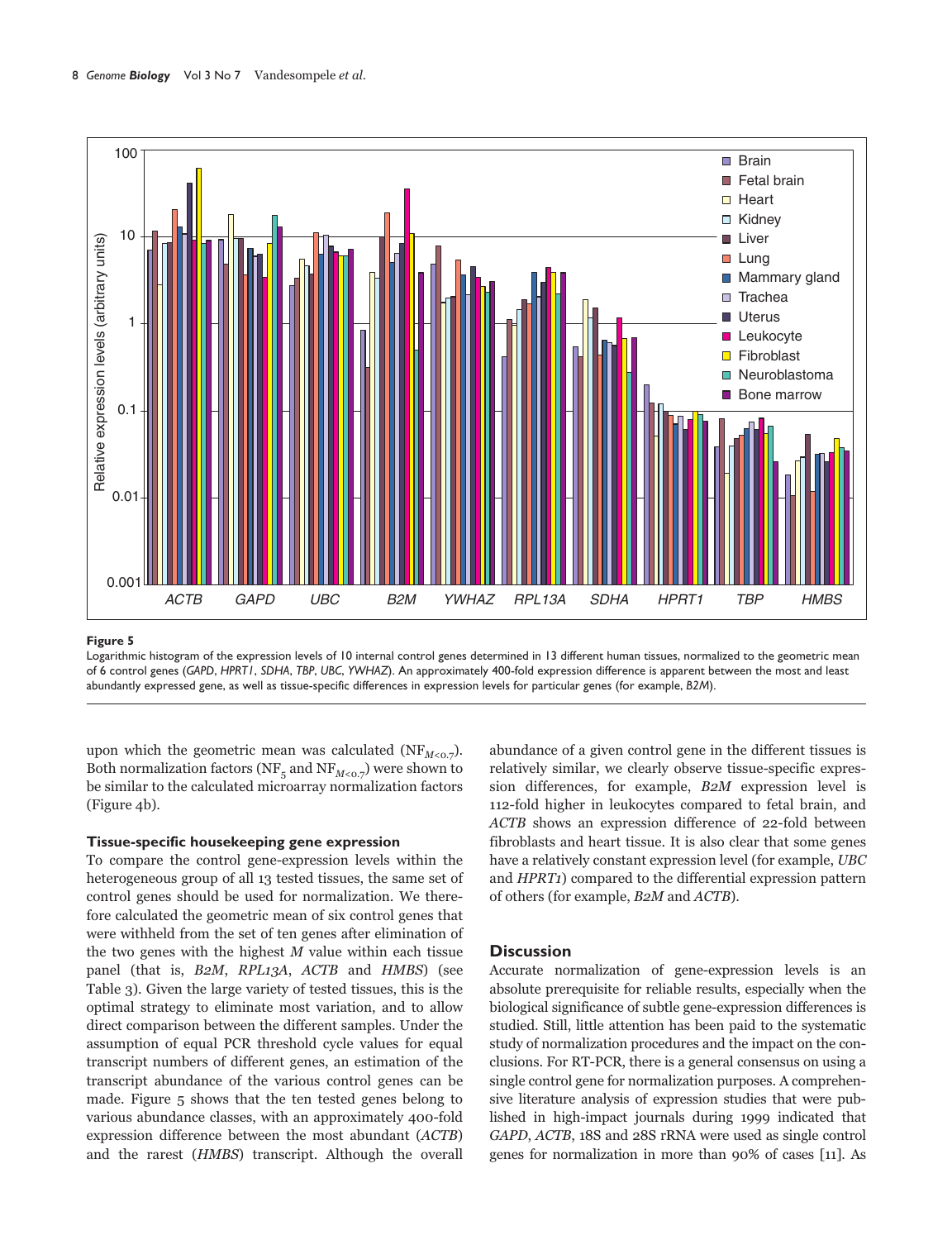**Figure 5**

Logarithmic histogram of the expression levels of 10 internal control genes determined in 13 different human tissues, normalized to the geometric mean of 6 control genes (*GAPD*, *HPRT1*, *SDHA*, *TBP*, *UBC*, *YWHAZ*). An approximately 400-fold expression difference is apparent between the most and least abundantly expressed gene, as well as tissue-specific differences in expression levels for particular genes (for example, *B2M*).

upon which the geometric mean was calculated ($NF_{M<0.7}$). Both normalization factors ($NF_5$ and $NF_{M<0.7}$) were shown to be similar to the calculated microarray normalization factors (Figure 4b).

### Tissue-specific housekeeping gene expression

To compare the control gene-expression levels within the heterogeneous group of all 13 tested tissues, the same set of control genes should be used for normalization. We therefore calculated the geometric mean of six control genes that were withheld from the set of ten genes after elimination of the two genes with the highest $M$ value within each tissue panel (that is, *B2M*, *RPL13A*, *ACTB* and *HMBS*) (see Table 3). Given the large variety of tested tissues, this is the optimal strategy to eliminate most variation, and to allow direct comparison between the different samples. Under the assumption of equal PCR threshold cycle values for equal transcript numbers of different genes, an estimation of the transcript abundance of the various control genes can be made. Figure 5 shows that the ten tested genes belong to various abundance classes, with an approximately 400-fold expression difference between the most abundant (*ACTB*) and the rarest (*HMBS*) transcript. Although the overall abundance of a given control gene in the different tissues is relatively similar, we clearly observe tissue-specific expression differences, for example, *B2M* expression level is 112-fold higher in leukocytes compared to fetal brain, and *ACTB* shows an expression difference of 22-fold between fibroblasts and heart tissue. It is also clear that some genes have a relatively constant expression level (for example, *UBC* and *HPRT1*) compared to the differential expression pattern of others (for example, *B2M* and *ACTB*).

## Discussion

Accurate normalization of gene-expression levels is an absolute prerequisite for reliable results, especially when the biological significance of subtle gene-expression differences is studied. Still, little attention has been paid to the systematic study of normalization procedures and the impact on the conclusions. For RT-PCR, there is a general consensus on using a single control gene for normalization purposes. A comprehensive literature analysis of expression studies that were published in high-impact journals during 1999 indicated that *GAPD*, *ACTB*, 18S and 28S rRNA were used as single control genes for normalization in more than 90% of cases [11]. As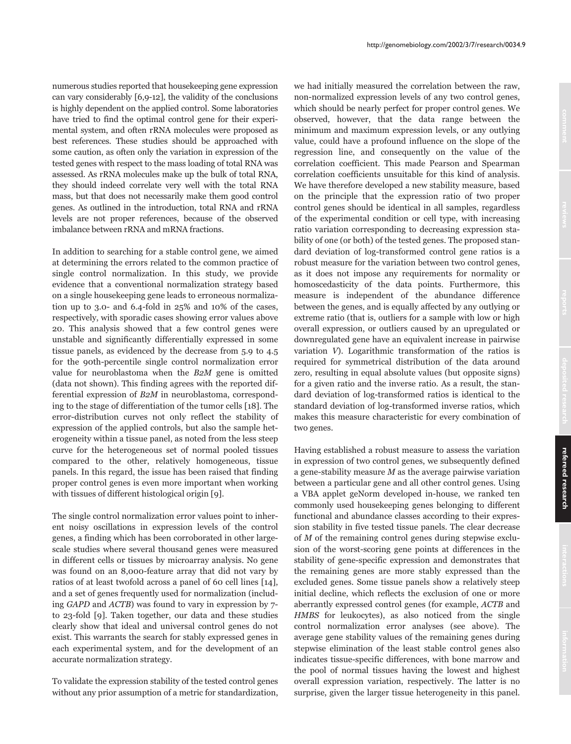numerous studies reported that housekeeping gene expression can vary considerably [6,9-12], the validity of the conclusions is highly dependent on the applied control. Some laboratories have tried to find the optimal control gene for their experimental system, and often rRNA molecules were proposed as best references. These studies should be approached with some caution, as often only the variation in expression of the tested genes with respect to the mass loading of total RNA was assessed. As rRNA molecules make up the bulk of total RNA, they should indeed correlate very well with the total RNA mass, but that does not necessarily make them good control genes. As outlined in the introduction, total RNA and rRNA levels are not proper references, because of the observed imbalance between rRNA and mRNA fractions.

In addition to searching for a stable control gene, we aimed at determining the errors related to the common practice of single control normalization. In this study, we provide evidence that a conventional normalization strategy based on a single housekeeping gene leads to erroneous normalization up to 3.0- and 6.4-fold in 25% and 10% of the cases, respectively, with sporadic cases showing error values above 20. This analysis showed that a few control genes were unstable and significantly differentially expressed in some tissue panels, as evidenced by the decrease from 5.9 to 4.5 for the 90th-percentile single control normalization error value for neuroblastoma when the *B2M* gene is omitted (data not shown). This finding agrees with the reported differential expression of *B2M* in neuroblastoma, corresponding to the stage of differentiation of the tumor cells [18]. The error-distribution curves not only reflect the stability of expression of the applied controls, but also the sample heterogeneity within a tissue panel, as noted from the less steep curve for the heterogeneous set of normal pooled tissues compared to the other, relatively homogeneous, tissue panels. In this regard, the issue has been raised that finding proper control genes is even more important when working with tissues of different histological origin [9].

The single control normalization error values point to inherent noisy oscillations in expression levels of the control genes, a finding which has been corroborated in other large-scale studies where several thousand genes were measured in different cells or tissues by microarray analysis. No gene was found on an 8,000-feature array that did not vary by ratios of at least twofold across a panel of 60 cell lines [14], and a set of genes frequently used for normalization (including *GAPD* and *ACTB*) was found to vary in expression by 7- to 23-fold [9]. Taken together, our data and these studies clearly show that ideal and universal control genes do not exist. This warrants the search for stably expressed genes in each experimental system, and for the development of an accurate normalization strategy.

To validate the expression stability of the tested control genes without any prior assumption of a metric for standardization, we had initially measured the correlation between the raw, non-normalized expression levels of any two control genes, which should be nearly perfect for proper control genes. We observed, however, that the data range between the minimum and maximum expression levels, or any outlying value, could have a profound influence on the slope of the regression line, and consequently on the value of the correlation coefficient. This made Pearson and Spearman correlation coefficients unsuitable for this kind of analysis. We have therefore developed a new stability measure, based on the principle that the expression ratio of two proper control genes should be identical in all samples, regardless of the experimental condition or cell type, with increasing ratio variation corresponding to decreasing expression stability of one (or both) of the tested genes. The proposed standard deviation of log-transformed control gene ratios is a robust measure for the variation between two control genes, as it does not impose any requirements for normality or homoscedasticity of the data points. Furthermore, this measure is independent of the abundance difference between the genes, and is equally affected by any outlying or extreme ratio (that is, outliers for a sample with low or high overall expression, or outliers caused by an upregulated or downregulated gene have an equivalent increase in pairwise variation $V$). Logarithmic transformation of the ratios is required for symmetrical distribution of the data around zero, resulting in equal absolute values (but opposite signs) for a given ratio and the inverse ratio. As a result, the standard deviation of log-transformed ratios is identical to the standard deviation of log-transformed inverse ratios, which makes this measure characteristic for every combination of two genes.

Having established a robust measure to assess the variation in expression of two control genes, we subsequently defined a gene-stability measure $M$ as the average pairwise variation between a particular gene and all other control genes. Using a VBA applet geNorm developed in-house, we ranked ten commonly used housekeeping genes belonging to different functional and abundance classes according to their expression stability in five tested tissue panels. The clear decrease of $M$ of the remaining control genes during stepwise exclusion of the worst-scoring gene points at differences in the stability of gene-specific expression and demonstrates that the remaining genes are more stably expressed than the excluded genes. Some tissue panels show a relatively steep initial decline, which reflects the exclusion of one or more aberrantly expressed control genes (for example, *ACTB* and *HMBS* for leukocytes), as also noticed from the single control normalization error analyses (see above). The average gene stability values of the remaining genes during stepwise elimination of the least stable control genes also indicates tissue-specific differences, with bone marrow and the pool of normal tissues having the lowest and highest overall expression variation, respectively. The latter is no surprise, given the larger tissue heterogeneity in this panel.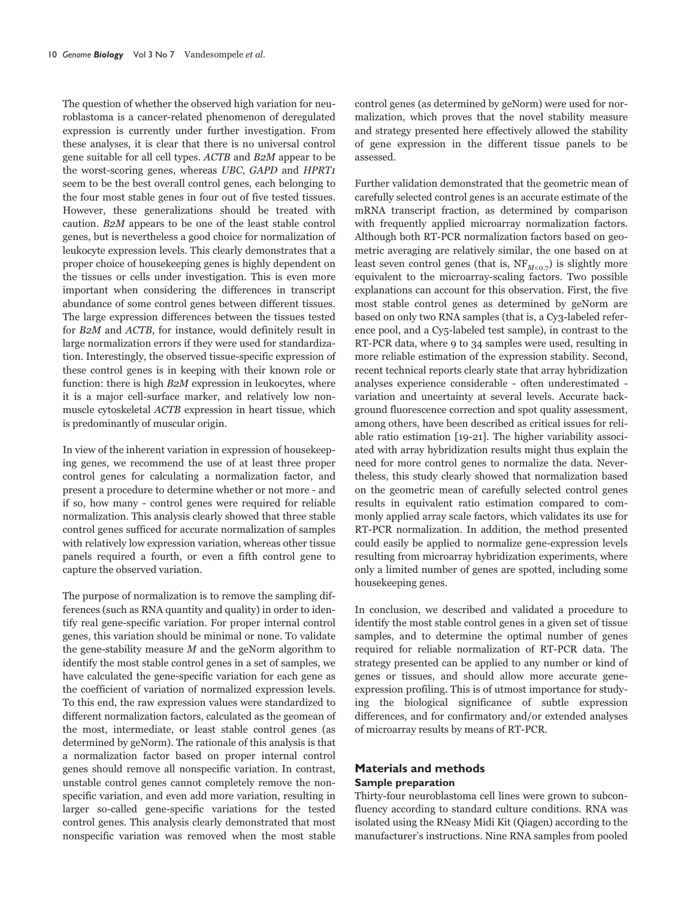The question of whether the observed high variation for neuroblastoma is a cancer-related phenomenon of deregulated expression is currently under further investigation. From these analyses, it is clear that there is no universal control gene suitable for all cell types. *ACTB* and *B2M* appear to be the worst-scoring genes, whereas *UBC*, *GAPD* and *HPRT1* seem to be the best overall control genes, each belonging to the four most stable genes in four out of five tested tissues. However, these generalizations should be treated with caution. *B2M* appears to be one of the least stable control genes, but is nevertheless a good choice for normalization of leukocyte expression levels. This clearly demonstrates that a proper choice of housekeeping genes is highly dependent on the tissues or cells under investigation. This is even more important when considering the differences in transcript abundance of some control genes between different tissues. The large expression differences between the tissues tested for *B2M* and *ACTB*, for instance, would definitely result in large normalization errors if they were used for standardization. Interestingly, the observed tissue-specific expression of these control genes is in keeping with their known role or function: there is high *B2M* expression in leukocytes, where it is a major cell-surface marker, and relatively low non-muscle cytoskeletal *ACTB* expression in heart tissue, which is predominantly of muscular origin.

In view of the inherent variation in expression of housekeeping genes, we recommend the use of at least three proper control genes for calculating a normalization factor, and present a procedure to determine whether or not more - and if so, how many - control genes were required for reliable normalization. This analysis clearly showed that three stable control genes sufficed for accurate normalization of samples with relatively low expression variation, whereas other tissue panels required a fourth, or even a fifth control gene to capture the observed variation.

The purpose of normalization is to remove the sampling differences (such as RNA quantity and quality) in order to identify real gene-specific variation. For proper internal control genes, this variation should be minimal or none. To validate the gene-stability measure *M* and the geNorm algorithm to identify the most stable control genes in a set of samples, we have calculated the gene-specific variation for each gene as the coefficient of variation of normalized expression levels. To this end, the raw expression values were standardized to different normalization factors, calculated as the geomean of the most, intermediate, or least stable control genes (as determined by geNorm). The rationale of this analysis is that a normalization factor based on proper internal control genes should remove all nonspecific variation. In contrast, unstable control genes cannot completely remove the nonspecific variation, and even add more variation, resulting in larger so-called gene-specific variations for the tested control genes. This analysis clearly demonstrated that most nonspecific variation was removed when the most stable control genes (as determined by geNorm) were used for normalization, which proves that the novel stability measure and strategy presented here effectively allowed the stability of gene expression in the different tissue panels to be assessed.

Further validation demonstrated that the geometric mean of carefully selected control genes is an accurate estimate of the mRNA transcript fraction, as determined by comparison with frequently applied microarray normalization factors. Although both RT-PCR normalization factors based on geometric averaging are relatively similar, the one based on at least seven control genes (that is, $NF_{M<0.7}$) is slightly more equivalent to the microarray-scaling factors. Two possible explanations can account for this observation. First, the five most stable control genes as determined by geNorm are based on only two RNA samples (that is, a Cy3-labeled reference pool, and a Cy5-labeled test sample), in contrast to the RT-PCR data, where 9 to 34 samples were used, resulting in more reliable estimation of the expression stability. Second, recent technical reports clearly state that array hybridization analyses experience considerable - often underestimated - variation and uncertainty at several levels. Accurate background fluorescence correction and spot quality assessment, among others, have been described as critical issues for reliable ratio estimation [19-21]. The higher variability associated with array hybridization results might thus explain the need for more control genes to normalize the data. Nevertheless, this study clearly showed that normalization based on the geometric mean of carefully selected control genes results in equivalent ratio estimation compared to commonly applied array scale factors, which validates its use for RT-PCR normalization. In addition, the method presented could easily be applied to normalize gene-expression levels resulting from microarray hybridization experiments, where only a limited number of genes are spotted, including some housekeeping genes.

In conclusion, we described and validated a procedure to identify the most stable control genes in a given set of tissue samples, and to determine the optimal number of genes required for reliable normalization of RT-PCR data. The strategy presented can be applied to any number or kind of genes or tissues, and should allow more accurate gene-expression profiling. This is of utmost importance for studying the biological significance of subtle expression differences, and for confirmatory and/or extended analyses of microarray results by means of RT-PCR.

## Materials and methods

### Sample preparation

Thirty-four neuroblastoma cell lines were grown to subconfluency according to standard culture conditions. RNA was isolated using the RNeasy Midi Kit (Qiagen) according to the manufacturer's instructions. Nine RNA samples from pooled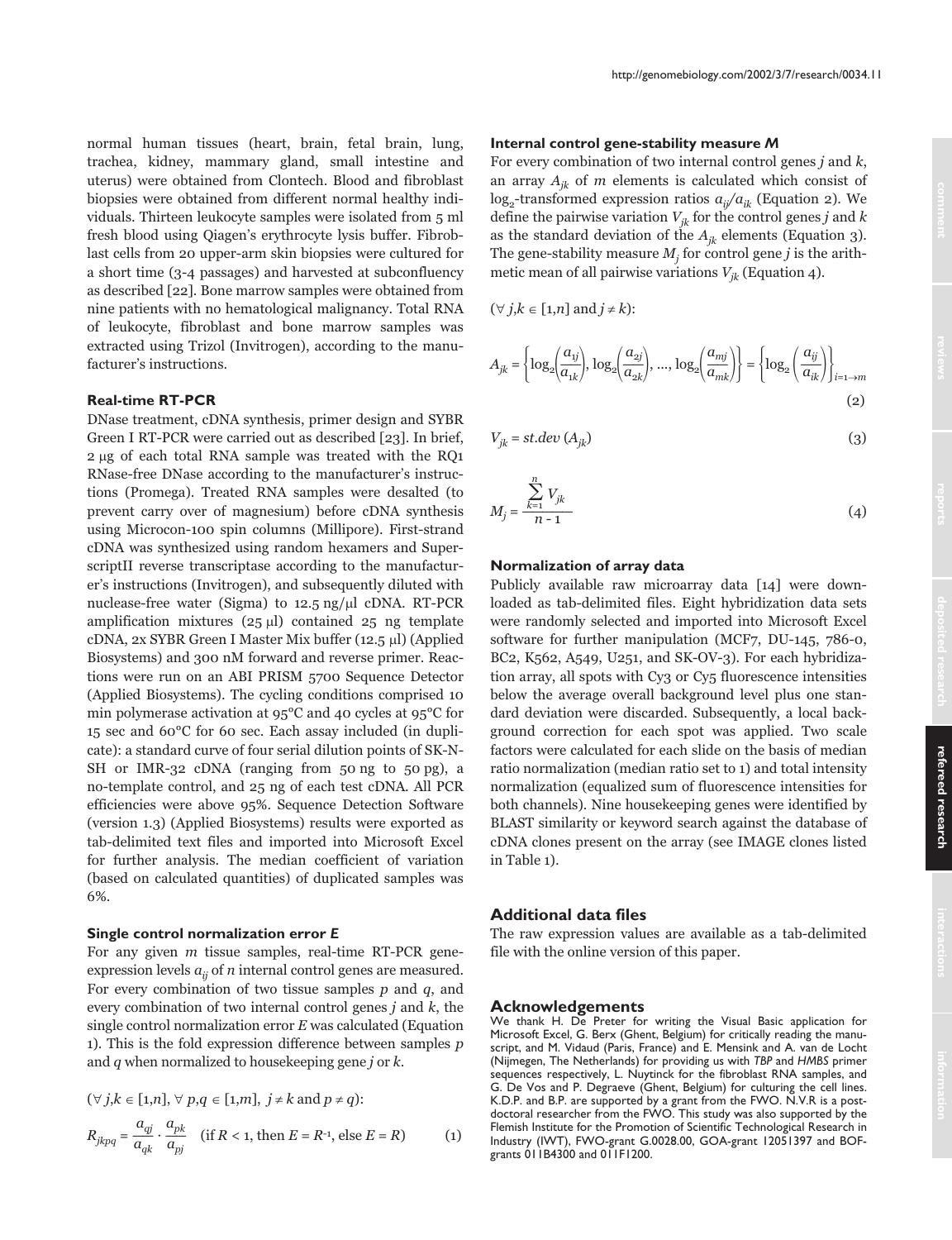normal human tissues (heart, brain, fetal brain, lung, trachea, kidney, mammary gland, small intestine and uterus) were obtained from Clontech. Blood and fibroblast biopsies were obtained from different normal healthy individuals. Thirteen leukocyte samples were isolated from 5 ml fresh blood using Qiagen's erythrocyte lysis buffer. Fibroblast cells from 20 upper-arm skin biopsies were cultured for a short time (3-4 passages) and harvested at subconfluency as described [22]. Bone marrow samples were obtained from nine patients with no hematological malignancy. Total RNA of leukocyte, fibroblast and bone marrow samples was extracted using Trizol (Invitrogen), according to the manufacturer's instructions.

### Real-time RT-PCR

DNase treatment, cDNA synthesis, primer design and SYBR Green I RT-PCR were carried out as described [23]. In brief, 2 μg of each total RNA sample was treated with the RQ1 RNase-free DNase according to the manufacturer's instructions (Promega). Treated RNA samples were desalted (to prevent carry over of magnesium) before cDNA synthesis using Microcon-100 spin columns (Millipore). First-strand cDNA was synthesized using random hexamers and SuperscriptII reverse transcriptase according to the manufacturer's instructions (Invitrogen), and subsequently diluted with nuclease-free water (Sigma) to 12.5 ng/μl cDNA. RT-PCR amplification mixtures (25 μl) contained 25 ng template cDNA, 2x SYBR Green I Master Mix buffer (12.5 μl) (Applied Biosystems) and 300 nM forward and reverse primer. Reactions were run on an ABI PRISM 5700 Sequence Detector (Applied Biosystems). The cycling conditions comprised 10 min polymerase activation at 95°C and 40 cycles at 95°C for 15 sec and 60°C for 60 sec. Each assay included (in duplicate): a standard curve of four serial dilution points of SK-N-SH or IMR-32 cDNA (ranging from 50 ng to 50 pg), a no-template control, and 25 ng of each test cDNA. All PCR efficiencies were above 95%. Sequence Detection Software (version 1.3) (Applied Biosystems) results were exported as tab-delimited text files and imported into Microsoft Excel for further analysis. The median coefficient of variation (based on calculated quantities) of duplicated samples was 6%.

### Single control normalization error *E*

For any given $m$ tissue samples, real-time RT-PCR gene-expression levels $a_{ij}$ of $n$ internal control genes are measured. For every combination of two tissue samples $p$ and $q$, and every combination of two internal control genes $j$ and $k$, the single control normalization error $E$ was calculated (Equation 1). This is the fold expression difference between samples $p$ and $q$ when normalized to housekeeping gene $j$ or $k$.

$(\forall\, j,k \in [1,n],\ \forall\, p,q \in [1,m],\ j \neq k \text{ and } p \neq q)$:

$$R_{jkpq} = \frac{a_{qj}}{a_{qk}} \cdot \frac{a_{pk}}{a_{pj}} \quad (\text{if } R < 1, \text{ then } E = R^{-1}, \text{ else } E = R) \tag{1}$$

### Internal control gene-stability measure *M*

For every combination of two internal control genes $j$ and $k$, an array $A_{jk}$ of $m$ elements is calculated which consist of $\log_2$-transformed expression ratios $a_{ij}/a_{ik}$ (Equation 2). We define the pairwise variation $V_{jk}$ for the control genes $j$ and $k$ as the standard deviation of the $A_{jk}$ elements (Equation 3). The gene-stability measure $M_j$ for control gene $j$ is the arithmetic mean of all pairwise variations $V_{jk}$ (Equation 4).

$(\forall\, j,k \in [1,n] \text{ and } j \neq k)$:

$$A_{jk} = \left\{ \log_2\left(\frac{a_{1j}}{a_{1k}}\right), \log_2\left(\frac{a_{2j}}{a_{2k}}\right), \ldots, \log_2\left(\frac{a_{mj}}{a_{mk}}\right) \right\} = \left\{ \log_2\left(\frac{a_{ij}}{a_{ik}}\right) \right\}_{i=1\rightarrow m} \tag{2}$$

$$V_{jk} = st.dev\,(A_{jk}) \tag{3}$$

$$M_j = \frac{\sum_{k=1}^{n} V_{jk}}{n-1} \tag{4}$$

### Normalization of array data

Publicly available raw microarray data [14] were downloaded as tab-delimited files. Eight hybridization data sets were randomly selected and imported into Microsoft Excel software for further manipulation (MCF7, DU-145, 786-0, BC2, K562, A549, U251, and SK-OV-3). For each hybridization array, all spots with Cy3 or Cy5 fluorescence intensities below the average overall background level plus one standard deviation were discarded. Subsequently, a local background correction for each spot was applied. Two scale factors were calculated for each slide on the basis of median ratio normalization (median ratio set to 1) and total intensity normalization (equalized sum of fluorescence intensities for both channels). Nine housekeeping genes were identified by BLAST similarity or keyword search against the database of cDNA clones present on the array (see IMAGE clones listed in Table 1).

## Additional data files

The raw expression values are available as a tab-delimited file with the online version of this paper.

## Acknowledgements

We thank H. De Preter for writing the Visual Basic application for Microsoft Excel, G. Berx (Ghent, Belgium) for critically reading the manuscript, and M. Vidaud (Paris, France) and E. Mensink and A. van de Locht (Nijmegen, The Netherlands) for providing us with *TBP* and *HMBS* primer sequences respectively, L. Nuytinck for the fibroblast RNA samples, and G. De Vos and P. Degraeve (Ghent, Belgium) for culturing the cell lines. K.D.P. and B.P. are supported by a grant from the FWO. N.V.R is a postdoctoral researcher from the FWO. This study was also supported by the Flemish Institute for the Promotion of Scientific Technological Research in Industry (IWT), FWO-grant G.0028.00, GOA-grant 12051397 and BOF-grants 011B4300 and 011F1200.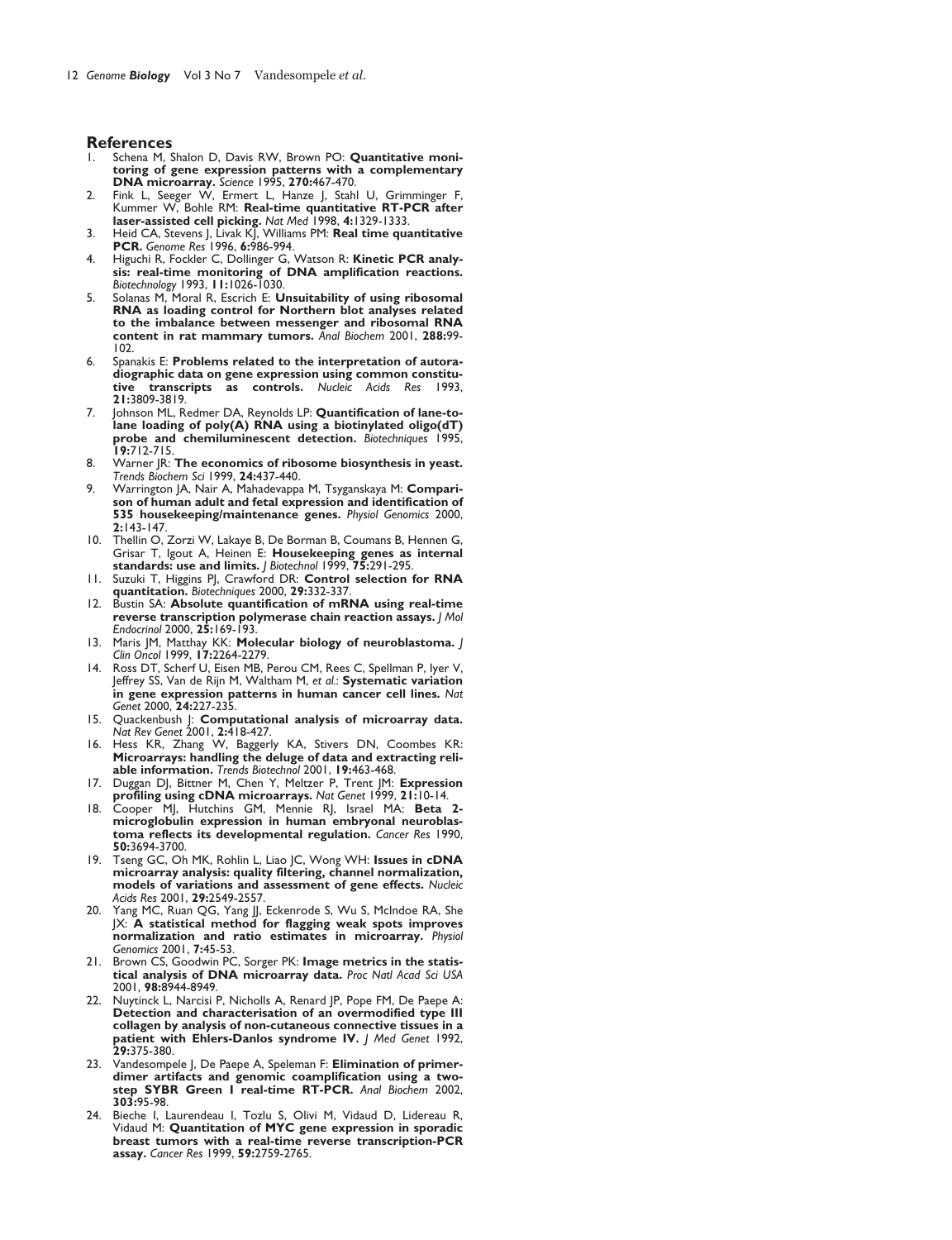## References

1. Schena M, Shalon D, Davis RW, Brown PO: **Quantitative monitoring of gene expression patterns with a complementary DNA microarray.** *Science* 1995, **270:**467-470.
2. Fink L, Seeger W, Ermert L, Hanze J, Stahl U, Grimminger F, Kummer W, Bohle RM: **Real-time quantitative RT-PCR after laser-assisted cell picking.** *Nat Med* 1998, **4:**1329-1333.
3. Heid CA, Stevens J, Livak KJ, Williams PM: **Real time quantitative PCR.** *Genome Res* 1996, **6:**986-994.
4. Higuchi R, Fockler C, Dollinger G, Watson R: **Kinetic PCR analysis: real-time monitoring of DNA amplification reactions.** *Biotechnology* 1993, **11:**1026-1030.
5. Solanas M, Moral R, Escrich E: **Unsuitability of using ribosomal RNA as loading control for Northern blot analyses related to the imbalance between messenger and ribosomal RNA content in rat mammary tumors.** *Anal Biochem* 2001, **288:**99-102.
6. Spanakis E: **Problems related to the interpretation of autoradiographic data on gene expression using common constitutive transcripts as controls.** *Nucleic Acids Res* 1993, **21:**3809-3819.
7. Johnson ML, Redmer DA, Reynolds LP: **Quantification of lane-to-lane loading of poly(A) RNA using a biotinylated oligo(dT) probe and chemiluminescent detection.** *Biotechniques* 1995, **19:**712-715.
8. Warner JR: **The economics of ribosome biosynthesis in yeast.** *Trends Biochem Sci* 1999, **24:**437-440.
9. Warrington JA, Nair A, Mahadevappa M, Tsyganskaya M: **Comparison of human adult and fetal expression and identification of 535 housekeeping/maintenance genes.** *Physiol Genomics* 2000, **2:**143-147.
10. Thellin O, Zorzi W, Lakaye B, De Borman B, Coumans B, Hennen G, Grisar T, Igout A, Heinen E: **Housekeeping genes as internal standards: use and limits.** *J Biotechnol* 1999, **75:**291-295.
11. Suzuki T, Higgins PJ, Crawford DR: **Control selection for RNA quantitation.** *Biotechniques* 2000, **29:**332-337.
12. Bustin SA: **Absolute quantification of mRNA using real-time reverse transcription polymerase chain reaction assays.** *J Mol Endocrinol* 2000, **25:**169-193.
13. Maris JM, Matthay KK: **Molecular biology of neuroblastoma.** *J Clin Oncol* 1999, **17:**2264-2279.
14. Ross DT, Scherf U, Eisen MB, Perou CM, Rees C, Spellman P, Iyer V, Jeffrey SS, Van de Rijn M, Waltham M, *et al.*: **Systematic variation in gene expression patterns in human cancer cell lines.** *Nat Genet* 2000, **24:**227-235.
15. Quackenbush J: **Computational analysis of microarray data.** *Nat Rev Genet* 2001, **2:**418-427.
16. Hess KR, Zhang W, Baggerly KA, Stivers DN, Coombes KR: **Microarrays: handling the deluge of data and extracting reliable information.** *Trends Biotechnol* 2001, **19:**463-468.
17. Duggan DJ, Bittner M, Chen Y, Meltzer P, Trent JM: **Expression profiling using cDNA microarrays.** *Nat Genet* 1999, **21:**10-14.
18. Cooper MJ, Hutchins GM, Mennie RJ, Israel MA: **Beta 2-microglobulin expression in human embryonal neuroblastoma reflects its developmental regulation.** *Cancer Res* 1990, **50:**3694-3700.
19. Tseng GC, Oh MK, Rohlin L, Liao JC, Wong WH: **Issues in cDNA microarray analysis: quality filtering, channel normalization, models of variations and assessment of gene effects.** *Nucleic Acids Res* 2001, **29:**2549-2557.
20. Yang MC, Ruan QG, Yang JJ, Eckenrode S, Wu S, McIndoe RA, She JX: **A statistical method for flagging weak spots improves normalization and ratio estimates in microarray.** *Physiol Genomics* 2001, **7:**45-53.
21. Brown CS, Goodwin PC, Sorger PK: **Image metrics in the statistical analysis of DNA microarray data.** *Proc Natl Acad Sci USA* 2001, **98:**8944-8949.
22. Nuytinck L, Narcisi P, Nicholls A, Renard JP, Pope FM, De Paepe A: **Detection and characterisation of an overmodified type III collagen by analysis of non-cutaneous connective tissues in a patient with Ehlers-Danlos syndrome IV.** *J Med Genet* 1992, **29:**375-380.
23. Vandesompele J, De Paepe A, Speleman F: **Elimination of primer-dimer artifacts and genomic coamplification using a two-step SYBR Green I real-time RT-PCR.** *Anal Biochem* 2002, **303:**95-98.
24. Bieche I, Laurendeau I, Tozlu S, Olivi M, Vidaud D, Lidereau R, Vidaud M: **Quantitation of MYC gene expression in sporadic breast tumors with a real-time reverse transcription-PCR assay.** *Cancer Res* 1999, **59:**2759-2765.